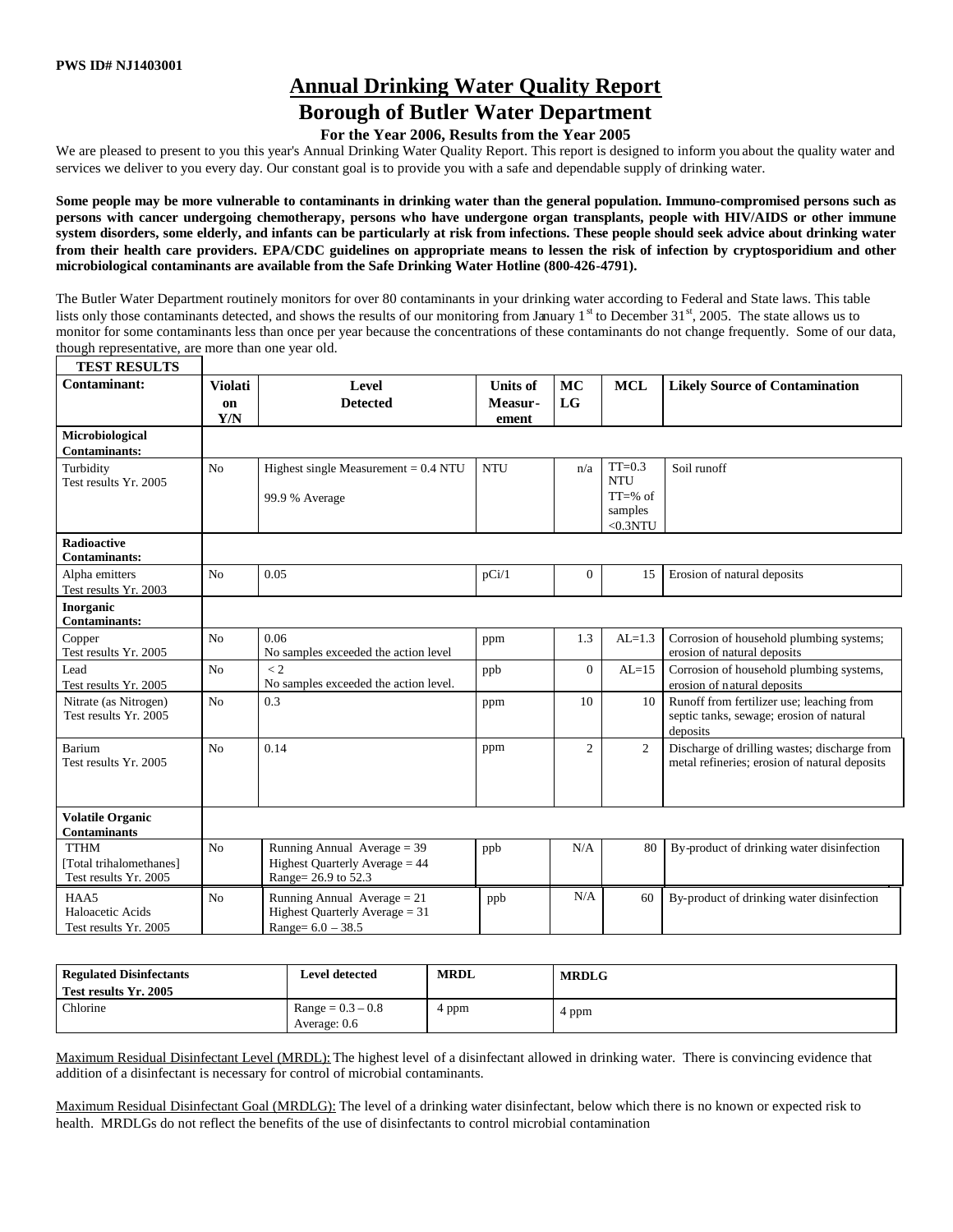PWS ID# NJ1403001

# Annual Drinking Water Quality Report

## Borough of Butler Water Department

### For the Year 2006, Results from the Year 2005

We are pleased to present to you this year's Annual Drinking Water Quality Report. This report is designed to inform you about the quality water and services we deliver to you every day. Our constant goal is to provide you with a safe and dependable supply of drinking water.

**Some people may be more vulnerable to contaminants in drinking water than the general population. Immuno-compromised persons such as persons with cancer undergoing chemotherapy, persons who have undergone organ transplants, people with HIV/AIDS or other immune system disorders, some elderly, and infants can be particularly at risk from infections. These people should seek advice about drinking water from their health care providers. EPA/CDC guidelines on appropriate means to lessen the risk of infection by cryptosporidium and other microbiological contaminants are available from the Safe Drinking Water Hotline (800-426-4791).**

The Butler Water Department routinely monitors for over 80 contaminants in your drinking water according to Federal and State laws. This table lists only those contaminants detected, and shows the results of our monitoring from January 1st to December 31st, 2005. The state allows us to monitor for some contaminants less than once per year because the concentrations of these contaminants do not change frequently. Some of our data, though representative, are more than one year old.

**TEST RESULTS**

| Contaminant: | Violation Y/N | Level Detected | Units of Measurement | MCLG | MCL | Likely Source of Contamination |
|---|---|---|---|---|---|---|
| **Microbiological Contaminants:** | | | | | | |
| Turbidity<br>Test results Yr. 2005 | No | Highest single Measurement = 0.4 NTU<br>99.9 % Average | NTU | n/a | TT=0.3 NTU<br>TT=% of samples <0.3NTU | Soil runoff |
| **Radioactive Contaminants:** | | | | | | |
| Alpha emitters<br>Test results Yr. 2003 | No | 0.05 | pCi/1 | 0 | 15 | Erosion of natural deposits |
| **Inorganic Contaminants:** | | | | | | |
| Copper<br>Test results Yr. 2005 | No | 0.06<br>No samples exceeded the action level | ppm | 1.3 | AL=1.3 | Corrosion of household plumbing systems; erosion of natural deposits |
| Lead<br>Test results Yr. 2005 | No | < 2<br>No samples exceeded the action level. | ppb | 0 | AL=15 | Corrosion of household plumbing systems, erosion of natural deposits |
| Nitrate (as Nitrogen)<br>Test results Yr. 2005 | No | 0.3 | ppm | 10 | 10 | Runoff from fertilizer use; leaching from septic tanks, sewage; erosion of natural deposits |
| Barium<br>Test results Yr. 2005 | No | 0.14 | ppm | 2 | 2 | Discharge of drilling wastes; discharge from metal refineries; erosion of natural deposits |
| **Volatile Organic Contaminants** | | | | | | |
| TTHM<br>[Total trihalomethanes]<br>Test results Yr. 2005 | No | Running Annual Average = 39<br>Highest Quarterly Average = 44<br>Range= 26.9 to 52.3 | ppb | N/A | 80 | By-product of drinking water disinfection |
| HAA5<br>Haloacetic Acids<br>Test results Yr. 2005 | No | Running Annual Average = 21<br>Highest Quarterly Average = 31<br>Range= 6.0 – 38.5 | ppb | N/A | 60 | By-product of drinking water disinfection |

| Regulated Disinfectants Test results Yr. 2005 | Level detected | MRDL | MRDLG |
|---|---|---|---|
| Chlorine | Range = 0.3 – 0.8<br>Average: 0.6 | 4 ppm | 4 ppm |

Maximum Residual Disinfectant Level (MRDL): The highest level of a disinfectant allowed in drinking water. There is convincing evidence that addition of a disinfectant is necessary for control of microbial contaminants.

Maximum Residual Disinfectant Goal (MRDLG): The level of a drinking water disinfectant, below which there is no known or expected risk to health. MRDLGs do not reflect the benefits of the use of disinfectants to control microbial contamination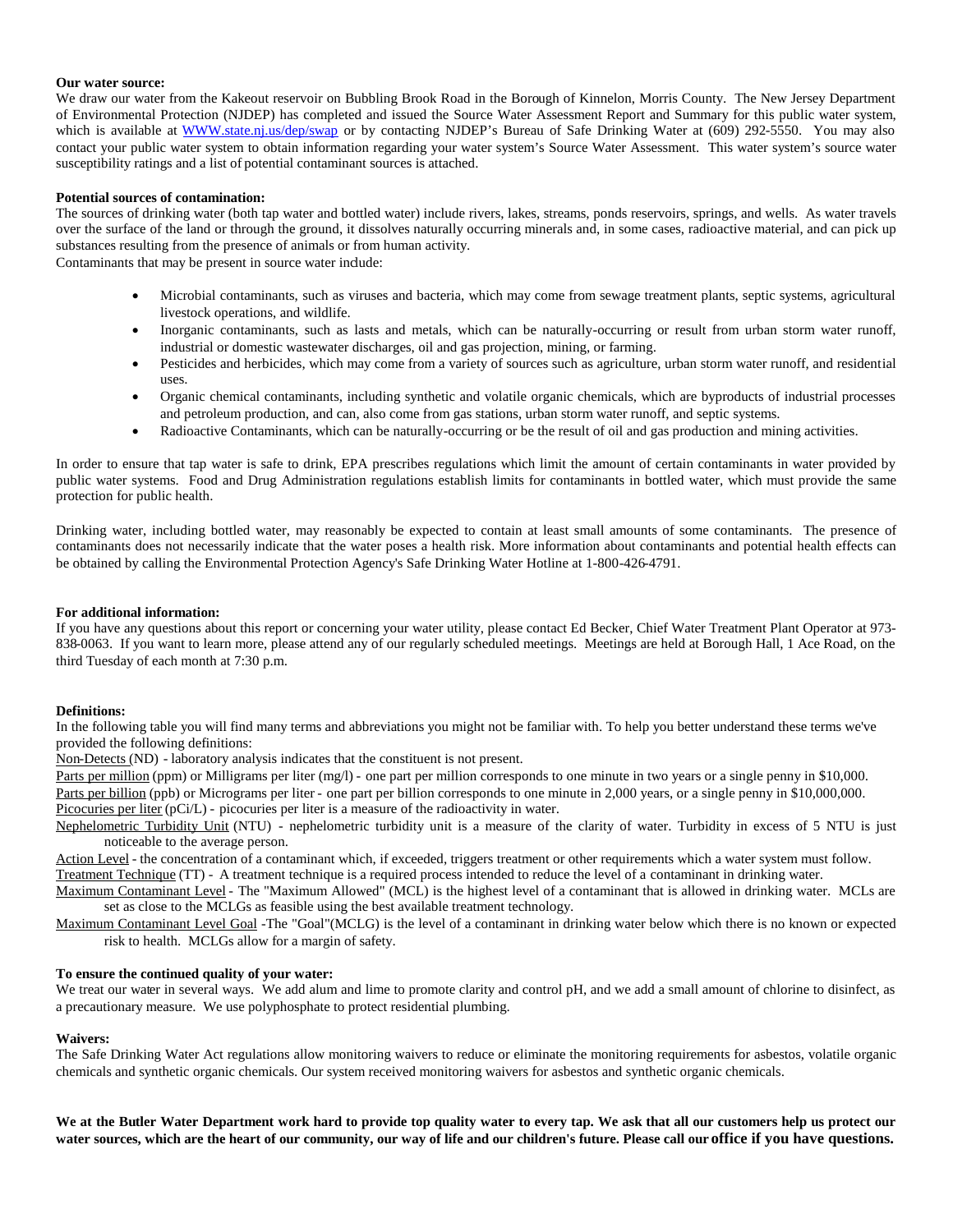**Our water source:**

We draw our water from the Kakeout reservoir on Bubbling Brook Road in the Borough of Kinnelon, Morris County. The New Jersey Department of Environmental Protection (NJDEP) has completed and issued the Source Water Assessment Report and Summary for this public water system, which is available at [WWW.state.nj.us/dep/swap](WWW.state.nj.us/dep/swap) or by contacting NJDEP's Bureau of Safe Drinking Water at (609) 292-5550. You may also contact your public water system to obtain information regarding your water system's Source Water Assessment. This water system's source water susceptibility ratings and a list of potential contaminant sources is attached.

**Potential sources of contamination:**

The sources of drinking water (both tap water and bottled water) include rivers, lakes, streams, ponds reservoirs, springs, and wells. As water travels over the surface of the land or through the ground, it dissolves naturally occurring minerals and, in some cases, radioactive material, and can pick up substances resulting from the presence of animals or from human activity.

Contaminants that may be present in source water include:

- Microbial contaminants, such as viruses and bacteria, which may come from sewage treatment plants, septic systems, agricultural livestock operations, and wildlife.
- Inorganic contaminants, such as lasts and metals, which can be naturally-occurring or result from urban storm water runoff, industrial or domestic wastewater discharges, oil and gas projection, mining, or farming.
- Pesticides and herbicides, which may come from a variety of sources such as agriculture, urban storm water runoff, and residential uses.
- Organic chemical contaminants, including synthetic and volatile organic chemicals, which are byproducts of industrial processes and petroleum production, and can, also come from gas stations, urban storm water runoff, and septic systems.
- Radioactive Contaminants, which can be naturally-occurring or be the result of oil and gas production and mining activities.

In order to ensure that tap water is safe to drink, EPA prescribes regulations which limit the amount of certain contaminants in water provided by public water systems. Food and Drug Administration regulations establish limits for contaminants in bottled water, which must provide the same protection for public health.

Drinking water, including bottled water, may reasonably be expected to contain at least small amounts of some contaminants. The presence of contaminants does not necessarily indicate that the water poses a health risk. More information about contaminants and potential health effects can be obtained by calling the Environmental Protection Agency's Safe Drinking Water Hotline at 1-800-426-4791.

**For additional information:**

If you have any questions about this report or concerning your water utility, please contact Ed Becker, Chief Water Treatment Plant Operator at 973-838-0063. If you want to learn more, please attend any of our regularly scheduled meetings. Meetings are held at Borough Hall, 1 Ace Road, on the third Tuesday of each month at 7:30 p.m.

**Definitions:**

In the following table you will find many terms and abbreviations you might not be familiar with. To help you better understand these terms we've provided the following definitions:

Non-Detects (ND) - laboratory analysis indicates that the constituent is not present.

Parts per million (ppm) or Milligrams per liter (mg/l) - one part per million corresponds to one minute in two years or a single penny in $10,000.

Parts per billion (ppb) or Micrograms per liter - one part per billion corresponds to one minute in 2,000 years, or a single penny in $10,000,000.

Picocuries per liter (pCi/L) - picocuries per liter is a measure of the radioactivity in water.

Nephelometric Turbidity Unit (NTU) - nephelometric turbidity unit is a measure of the clarity of water. Turbidity in excess of 5 NTU is just noticeable to the average person.

Action Level - the concentration of a contaminant which, if exceeded, triggers treatment or other requirements which a water system must follow.

Treatment Technique (TT) - A treatment technique is a required process intended to reduce the level of a contaminant in drinking water.

Maximum Contaminant Level - The "Maximum Allowed" (MCL) is the highest level of a contaminant that is allowed in drinking water. MCLs are set as close to the MCLGs as feasible using the best available treatment technology.

Maximum Contaminant Level Goal -The "Goal"(MCLG) is the level of a contaminant in drinking water below which there is no known or expected risk to health. MCLGs allow for a margin of safety.

**To ensure the continued quality of your water:**

We treat our water in several ways. We add alum and lime to promote clarity and control pH, and we add a small amount of chlorine to disinfect, as a precautionary measure. We use polyphosphate to protect residential plumbing.

**Waivers:**

The Safe Drinking Water Act regulations allow monitoring waivers to reduce or eliminate the monitoring requirements for asbestos, volatile organic chemicals and synthetic organic chemicals. Our system received monitoring waivers for asbestos and synthetic organic chemicals.

**We at the Butler Water Department work hard to provide top quality water to every tap. We ask that all our customers help us protect our water sources, which are the heart of our community, our way of life and our children's future. Please call our office if you have questions.**